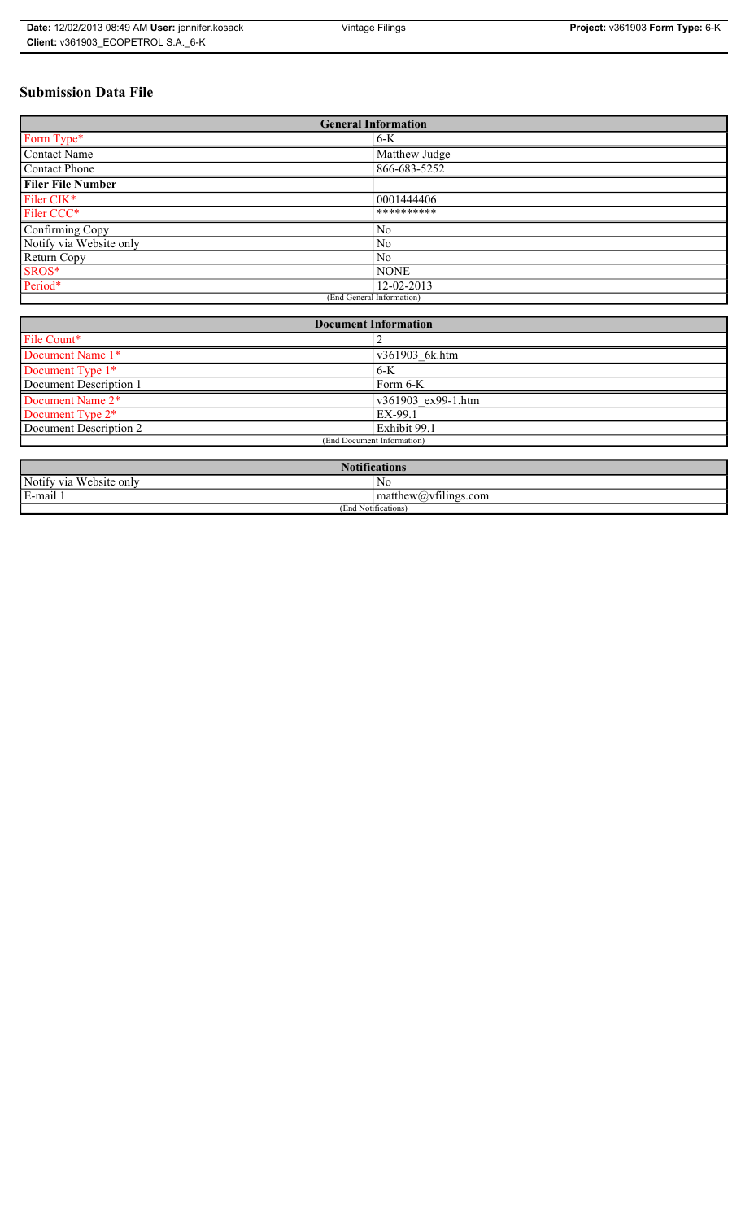# Submission Data File

| General Information | |
|---|---|
| Form Type* | 6-K |
| Contact Name | Matthew Judge |
| Contact Phone | 866-683-5252 |
| **Filer File Number** | |
| Filer CIK* | 0001444406 |
| Filer CCC* | ********** |
| Confirming Copy | No |
| Notify via Website only | No |
| Return Copy | No |
| SROS* | NONE |
| Period* | 12-02-2013 |
| (End General Information) | |

| Document Information | |
|---|---|
| File Count* | 2 |
| Document Name 1* | v361903_6k.htm |
| Document Type 1* | 6-K |
| Document Description 1 | Form 6-K |
| Document Name 2* | v361903_ex99-1.htm |
| Document Type 2* | EX-99.1 |
| Document Description 2 | Exhibit 99.1 |
| (End Document Information) | |

| Notifications | |
|---|---|
| Notify via Website only | No |
| E-mail 1 | matthew@vfilings.com |
| (End Notifications) | |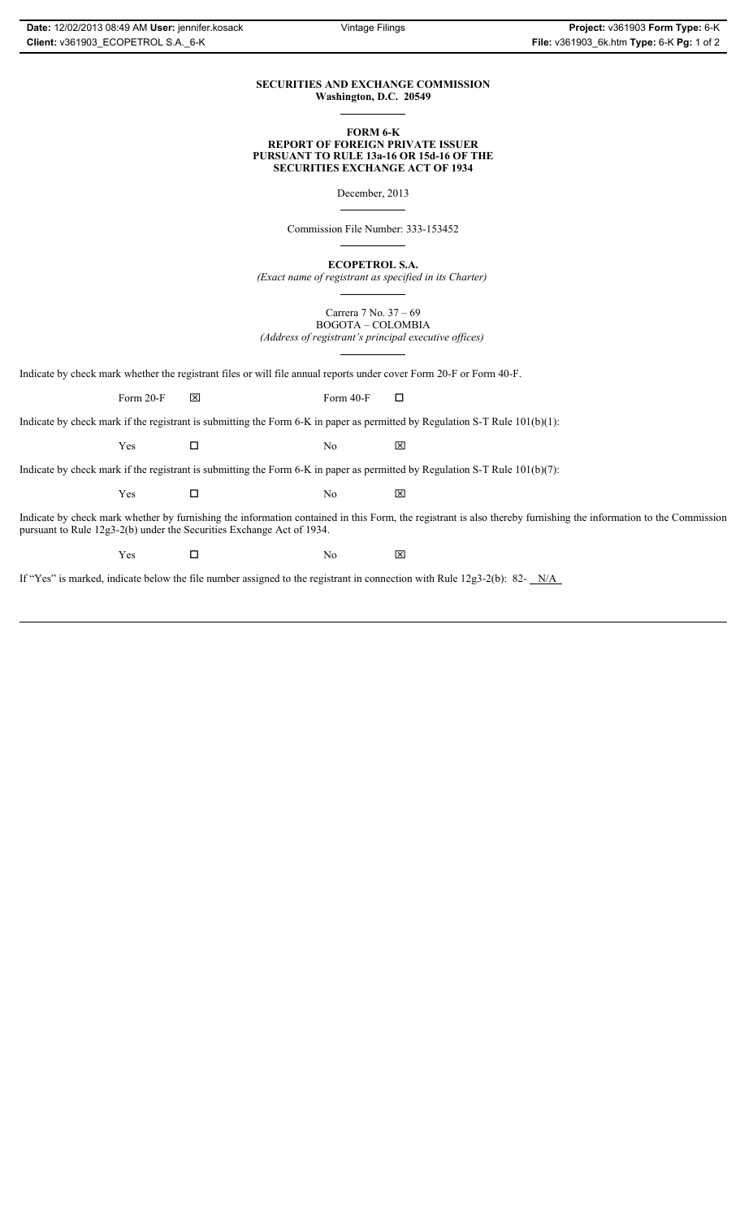**SECURITIES AND EXCHANGE COMMISSION**
**Washington, D.C. 20549**

---

**FORM 6-K**
**REPORT OF FOREIGN PRIVATE ISSUER**
**PURSUANT TO RULE 13a-16 OR 15d-16 OF THE**
**SECURITIES EXCHANGE ACT OF 1934**

December, 2013

---

Commission File Number: 333-153452

---

**ECOPETROL S.A.**
*(Exact name of registrant as specified in its Charter)*

---

Carrera 7 No. 37 – 69
BOGOTA – COLOMBIA
*(Address of registrant's principal executive offices)*

---

Indicate by check mark whether the registrant files or will file annual reports under cover Form 20-F or Form 40-F.

| Form 20-F | ☒ | Form 40-F | ☐ |
|---|---|---|---|

Indicate by check mark if the registrant is submitting the Form 6-K in paper as permitted by Regulation S-T Rule 101(b)(1):

| Yes | ☐ | No | ☒ |
|---|---|---|---|

Indicate by check mark if the registrant is submitting the Form 6-K in paper as permitted by Regulation S-T Rule 101(b)(7):

| Yes | ☐ | No | ☒ |
|---|---|---|---|

Indicate by check mark whether by furnishing the information contained in this Form, the registrant is also thereby furnishing the information to the Commission pursuant to Rule 12g3-2(b) under the Securities Exchange Act of 1934.

| Yes | ☐ | No | ☒ |
|---|---|---|---|

If "Yes" is marked, indicate below the file number assigned to the registrant in connection with Rule 12g3-2(b): 82- N/A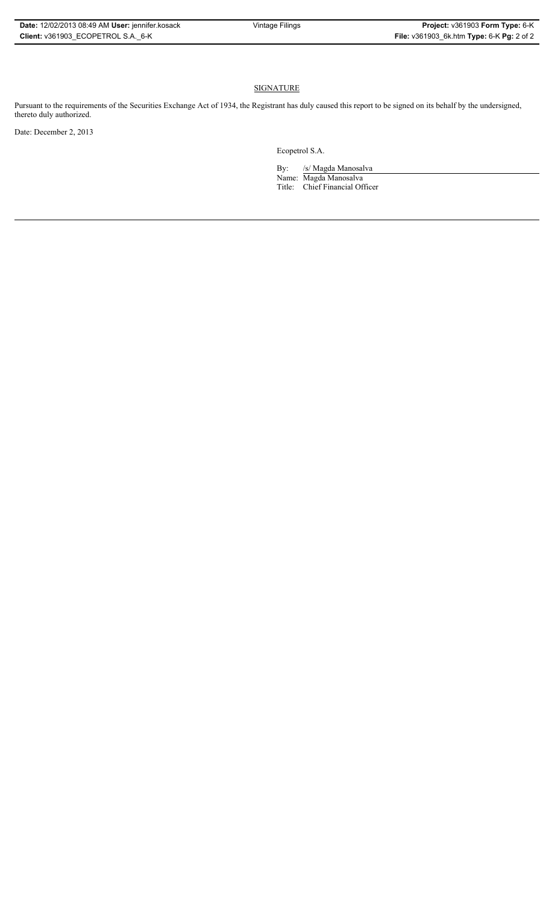## SIGNATURE

Pursuant to the requirements of the Securities Exchange Act of 1934, the Registrant has duly caused this report to be signed on its behalf by the undersigned, thereto duly authorized.

Date: December 2, 2013

Ecopetrol S.A.

By: /s/ Magda Manosalva

Name: Magda Manosalva

Title: Chief Financial Officer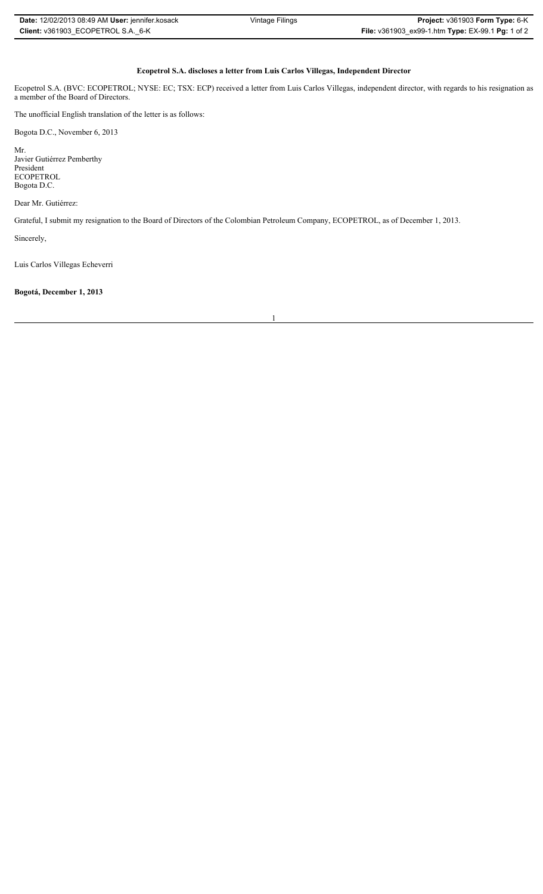**Ecopetrol S.A. discloses a letter from Luis Carlos Villegas, Independent Director**

Ecopetrol S.A. (BVC: ECOPETROL; NYSE: EC; TSX: ECP) received a letter from Luis Carlos Villegas, independent director, with regards to his resignation as a member of the Board of Directors.

The unofficial English translation of the letter is as follows:

Bogota D.C., November 6, 2013

Mr.
Javier Gutiérrez Pemberthy
President
ECOPETROL
Bogota D.C.

Dear Mr. Gutiérrez:

Grateful, I submit my resignation to the Board of Directors of the Colombian Petroleum Company, ECOPETROL, as of December 1, 2013.

Sincerely,

Luis Carlos Villegas Echeverri

**Bogotá, December 1, 2013**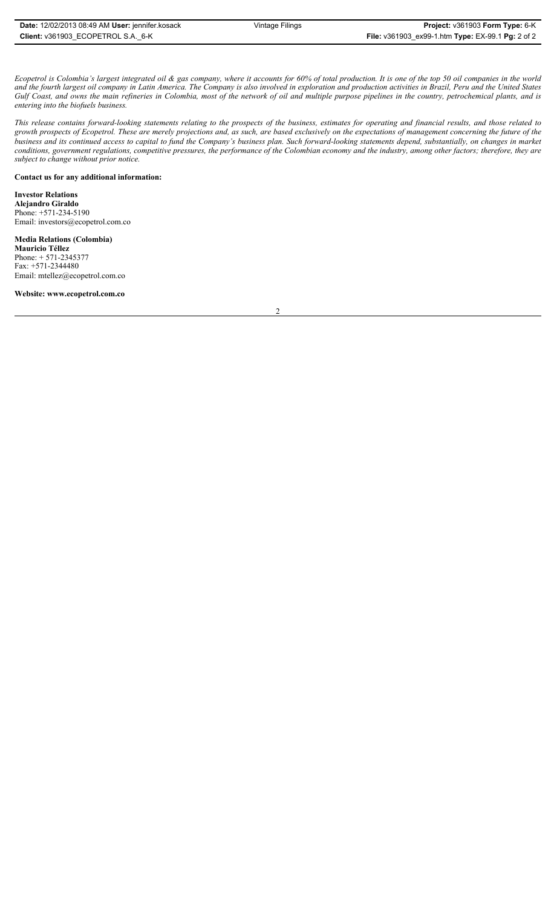*Ecopetrol is Colombia's largest integrated oil & gas company, where it accounts for 60% of total production. It is one of the top 50 oil companies in the world and the fourth largest oil company in Latin America. The Company is also involved in exploration and production activities in Brazil, Peru and the United States Gulf Coast, and owns the main refineries in Colombia, most of the network of oil and multiple purpose pipelines in the country, petrochemical plants, and is entering into the biofuels business.*

*This release contains forward-looking statements relating to the prospects of the business, estimates for operating and financial results, and those related to growth prospects of Ecopetrol. These are merely projections and, as such, are based exclusively on the expectations of management concerning the future of the business and its continued access to capital to fund the Company's business plan. Such forward-looking statements depend, substantially, on changes in market conditions, government regulations, competitive pressures, the performance of the Colombian economy and the industry, among other factors; therefore, they are subject to change without prior notice.*

**Contact us for any additional information:**

**Investor Relations**
**Alejandro Giraldo**
Phone: +571-234-5190
Email: investors@ecopetrol.com.co

**Media Relations (Colombia)**
**Mauricio Téllez**
Phone: + 571-2345377
Fax: +571-2344480
Email: mtellez@ecopetrol.com.co

**Website: www.ecopetrol.com.co**